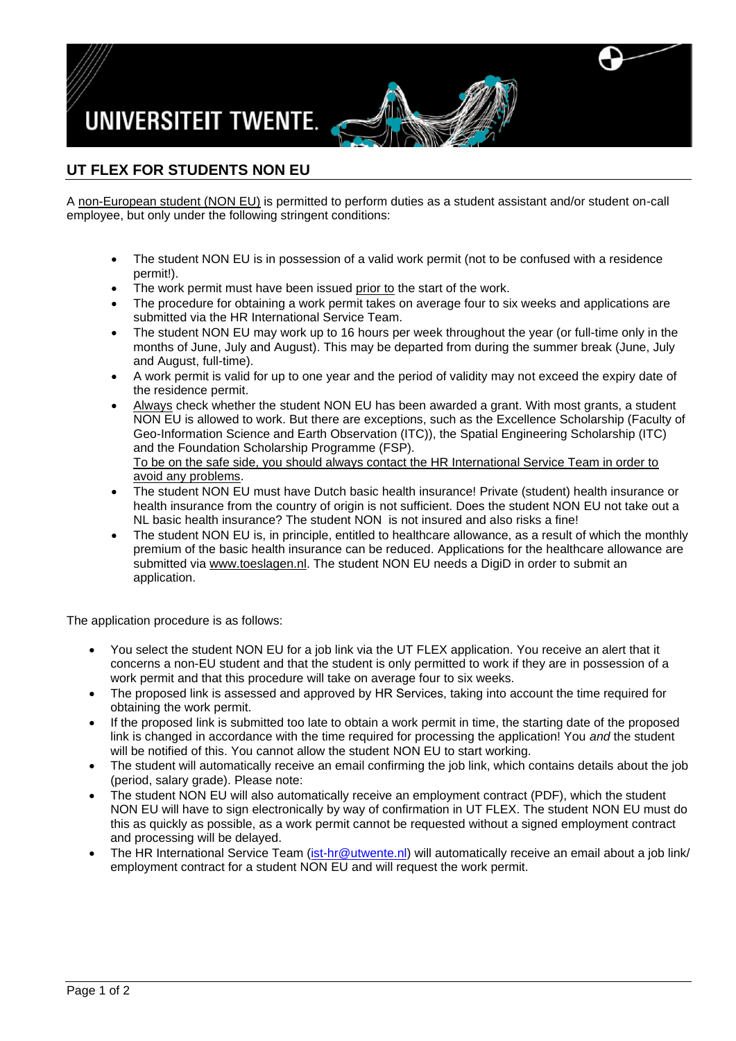UNIVERSITEIT TWENTE.

## UT FLEX FOR STUDENTS NON EU

A non-European student (NON EU) is permitted to perform duties as a student assistant and/or student on-call employee, but only under the following stringent conditions:

- The student NON EU is in possession of a valid work permit (not to be confused with a residence permit!).
- The work permit must have been issued prior to the start of the work.
- The procedure for obtaining a work permit takes on average four to six weeks and applications are submitted via the HR International Service Team.
- The student NON EU may work up to 16 hours per week throughout the year (or full-time only in the months of June, July and August). This may be departed from during the summer break (June, July and August, full-time).
- A work permit is valid for up to one year and the period of validity may not exceed the expiry date of the residence permit.
- Always check whether the student NON EU has been awarded a grant. With most grants, a student NON EU is allowed to work. But there are exceptions, such as the Excellence Scholarship (Faculty of Geo-Information Science and Earth Observation (ITC)), the Spatial Engineering Scholarship (ITC) and the Foundation Scholarship Programme (FSP).
  To be on the safe side, you should always contact the HR International Service Team in order to avoid any problems.
- The student NON EU must have Dutch basic health insurance! Private (student) health insurance or health insurance from the country of origin is not sufficient. Does the student NON EU not take out a NL basic health insurance? The student NON is not insured and also risks a fine!
- The student NON EU is, in principle, entitled to healthcare allowance, as a result of which the monthly premium of the basic health insurance can be reduced. Applications for the healthcare allowance are submitted via www.toeslagen.nl. The student NON EU needs a DigiD in order to submit an application.

The application procedure is as follows:

- You select the student NON EU for a job link via the UT FLEX application. You receive an alert that it concerns a non-EU student and that the student is only permitted to work if they are in possession of a work permit and that this procedure will take on average four to six weeks.
- The proposed link is assessed and approved by HR Services, taking into account the time required for obtaining the work permit.
- If the proposed link is submitted too late to obtain a work permit in time, the starting date of the proposed link is changed in accordance with the time required for processing the application! You *and* the student will be notified of this. You cannot allow the student NON EU to start working.
- The student will automatically receive an email confirming the job link, which contains details about the job (period, salary grade). Please note:
- The student NON EU will also automatically receive an employment contract (PDF), which the student NON EU will have to sign electronically by way of confirmation in UT FLEX. The student NON EU must do this as quickly as possible, as a work permit cannot be requested without a signed employment contract and processing will be delayed.
- The HR International Service Team (ist-hr@utwente.nl) will automatically receive an email about a job link/ employment contract for a student NON EU and will request the work permit.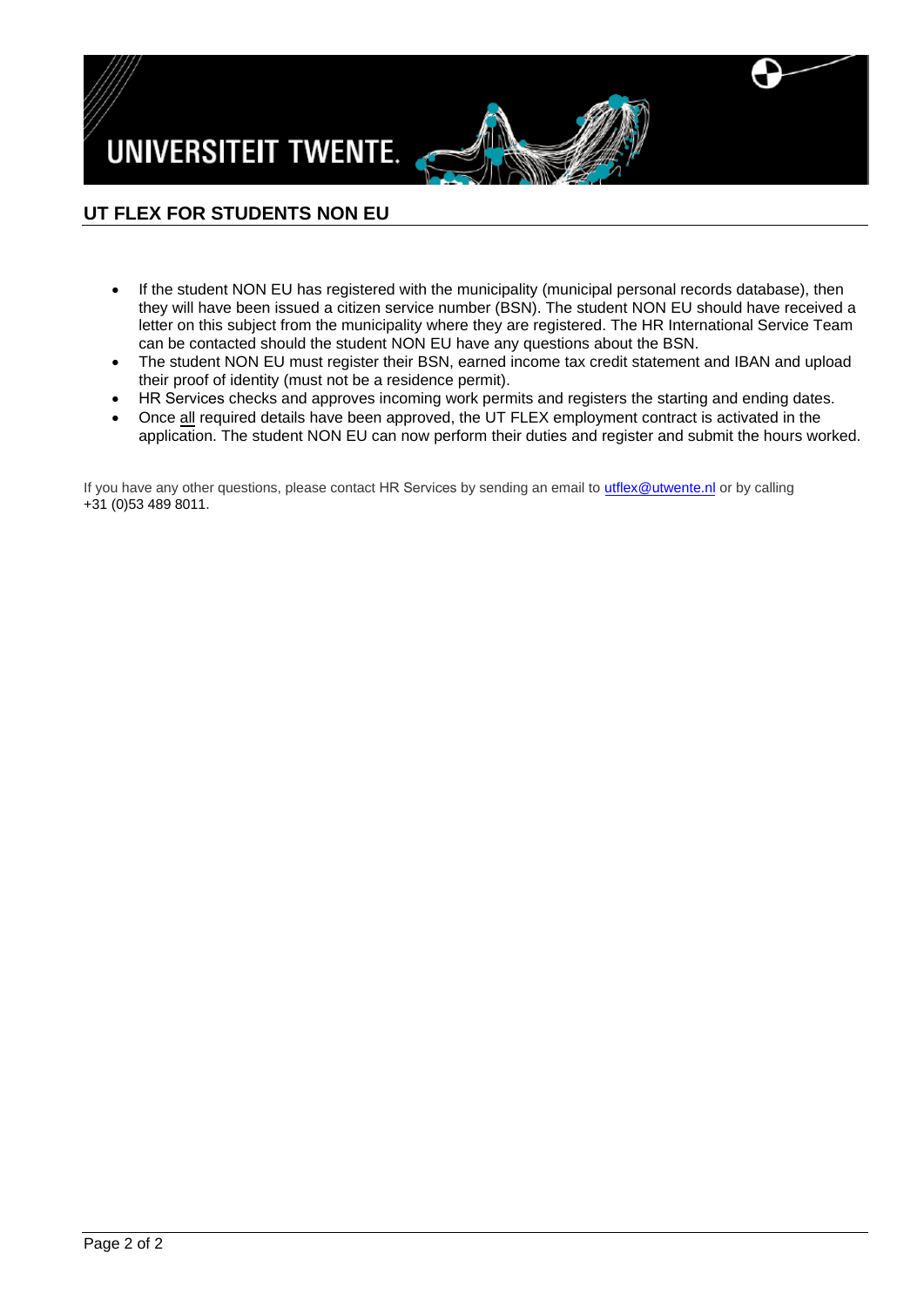## UT FLEX FOR STUDENTS NON EU

- If the student NON EU has registered with the municipality (municipal personal records database), then they will have been issued a citizen service number (BSN). The student NON EU should have received a letter on this subject from the municipality where they are registered. The HR International Service Team can be contacted should the student NON EU have any questions about the BSN.
- The student NON EU must register their BSN, earned income tax credit statement and IBAN and upload their proof of identity (must not be a residence permit).
- HR Services checks and approves incoming work permits and registers the starting and ending dates.
- Once all required details have been approved, the UT FLEX employment contract is activated in the application. The student NON EU can now perform their duties and register and submit the hours worked.

If you have any other questions, please contact HR Services by sending an email to [utflex@utwente.nl](mailto:utflex@utwente.nl) or by calling +31 (0)53 489 8011.